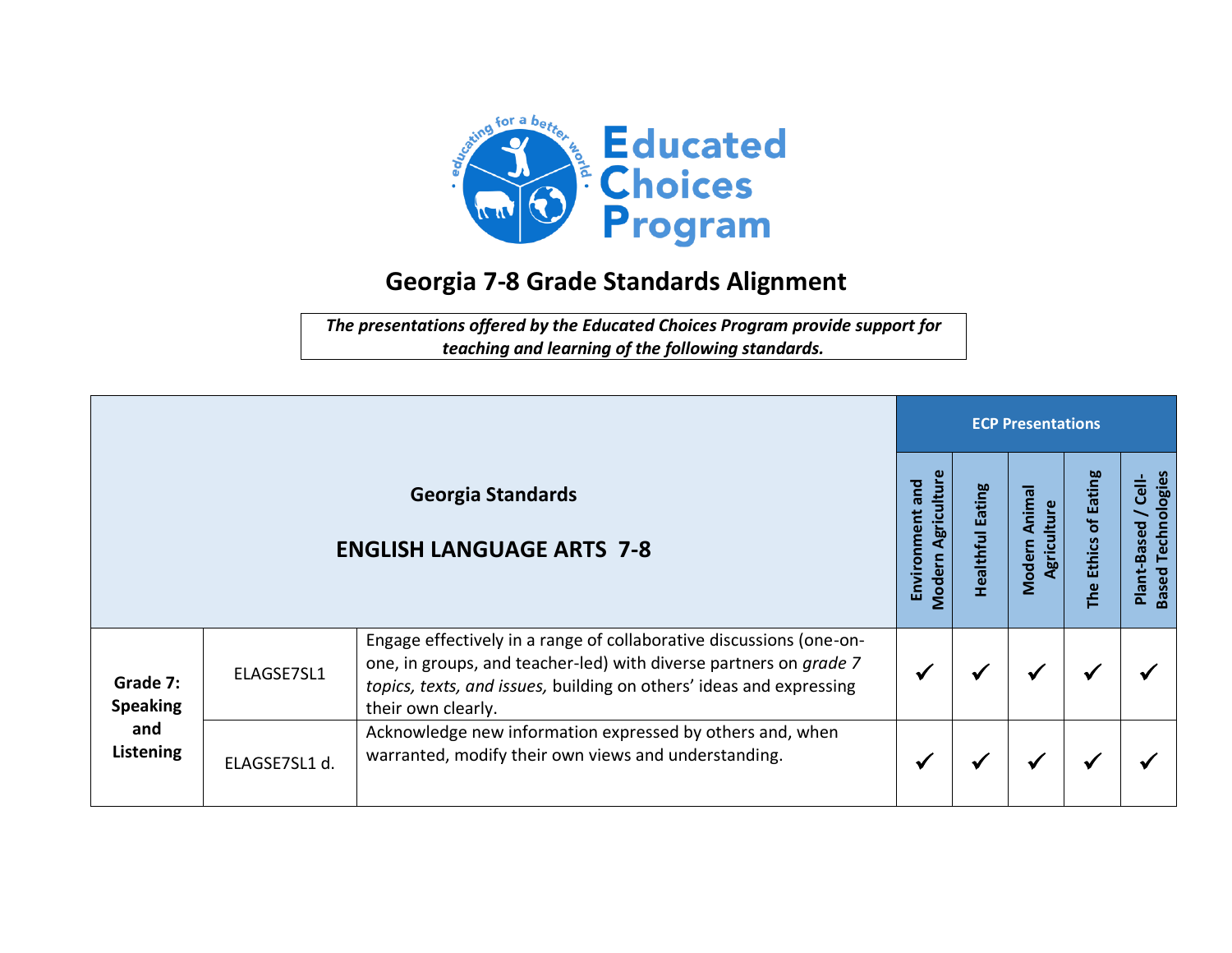# Georgia 7-8 Grade Standards Alignment

***The presentations offered by the Educated Choices Program provide support for teaching and learning of the following standards.***

| **Georgia Standards** **ENGLISH LANGUAGE ARTS 7-8** | | | **ECP Presentations** | | | | |
|---|---|---|---|---|---|---|---|
| | | | **Environment and Modern Agriculture** | **Healthful Eating** | **Modern Animal Agriculture** | **The Ethics of Eating** | **Plant-Based / Cell-Based Technologies** |
| **Grade 7: Speaking and Listening** | ELAGSE7SL1 | Engage effectively in a range of collaborative discussions (one-on-one, in groups, and teacher-led) with diverse partners on *grade 7 topics, texts, and issues,* building on others' ideas and expressing their own clearly. | ✓ | ✓ | ✓ | ✓ | ✓ |
| | ELAGSE7SL1 d. | Acknowledge new information expressed by others and, when warranted, modify their own views and understanding. | ✓ | ✓ | ✓ | ✓ | ✓ |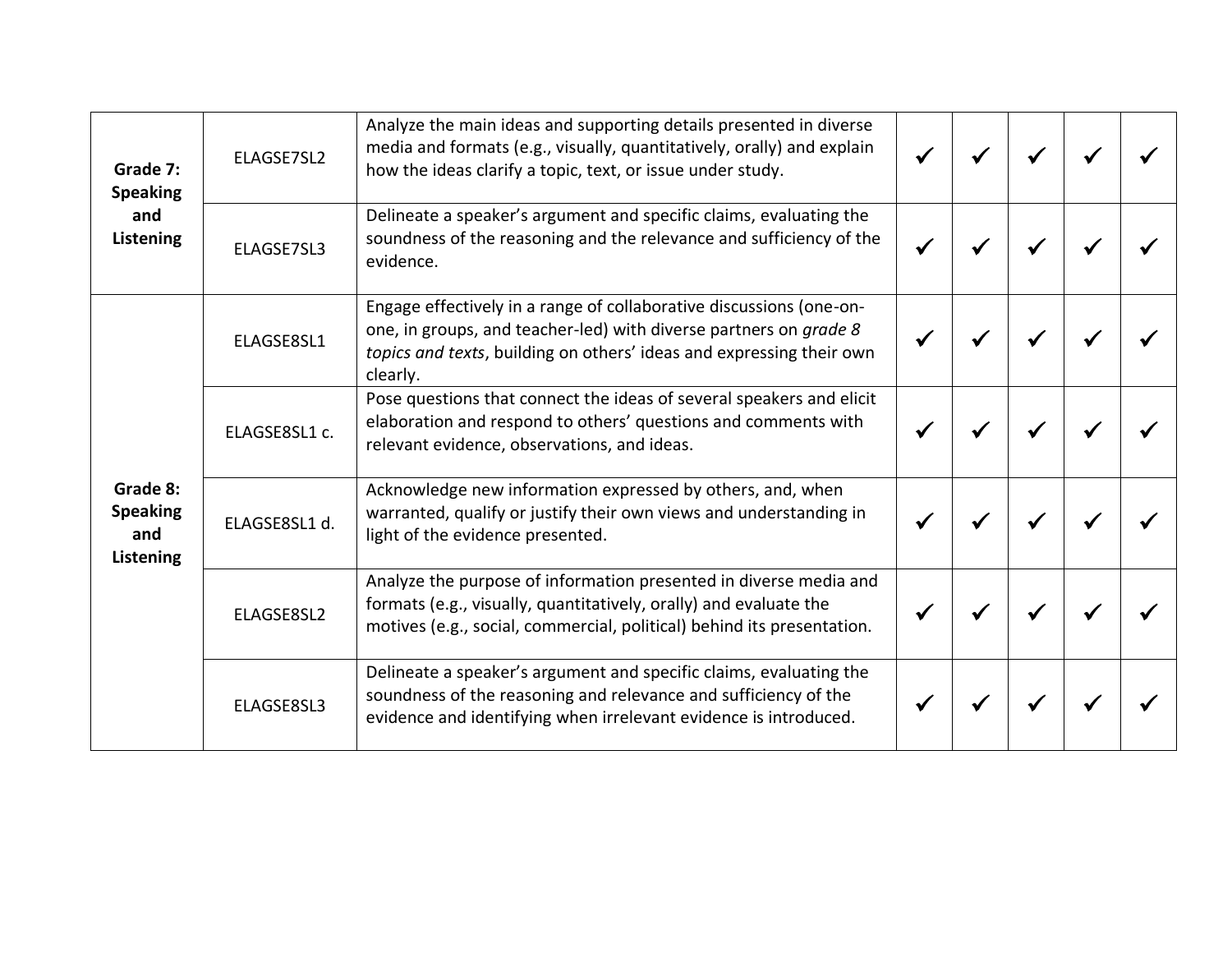| | | | | | | | |
|---|---|---|---|---|---|---|---|
| **Grade 7: Speaking and Listening** | ELAGSE7SL2 | Analyze the main ideas and supporting details presented in diverse media and formats (e.g., visually, quantitatively, orally) and explain how the ideas clarify a topic, text, or issue under study. | ✓ | ✓ | ✓ | ✓ | ✓ |
| | ELAGSE7SL3 | Delineate a speaker's argument and specific claims, evaluating the soundness of the reasoning and the relevance and sufficiency of the evidence. | ✓ | ✓ | ✓ | ✓ | ✓ |
| **Grade 8: Speaking and Listening** | ELAGSE8SL1 | Engage effectively in a range of collaborative discussions (one-on-one, in groups, and teacher-led) with diverse partners on *grade 8 topics and texts*, building on others' ideas and expressing their own clearly. | ✓ | ✓ | ✓ | ✓ | ✓ |
| | ELAGSE8SL1 c. | Pose questions that connect the ideas of several speakers and elicit elaboration and respond to others' questions and comments with relevant evidence, observations, and ideas. | ✓ | ✓ | ✓ | ✓ | ✓ |
| | ELAGSE8SL1 d. | Acknowledge new information expressed by others, and, when warranted, qualify or justify their own views and understanding in light of the evidence presented. | ✓ | ✓ | ✓ | ✓ | ✓ |
| | ELAGSE8SL2 | Analyze the purpose of information presented in diverse media and formats (e.g., visually, quantitatively, orally) and evaluate the motives (e.g., social, commercial, political) behind its presentation. | ✓ | ✓ | ✓ | ✓ | ✓ |
| | ELAGSE8SL3 | Delineate a speaker's argument and specific claims, evaluating the soundness of the reasoning and relevance and sufficiency of the evidence and identifying when irrelevant evidence is introduced. | ✓ | ✓ | ✓ | ✓ | ✓ |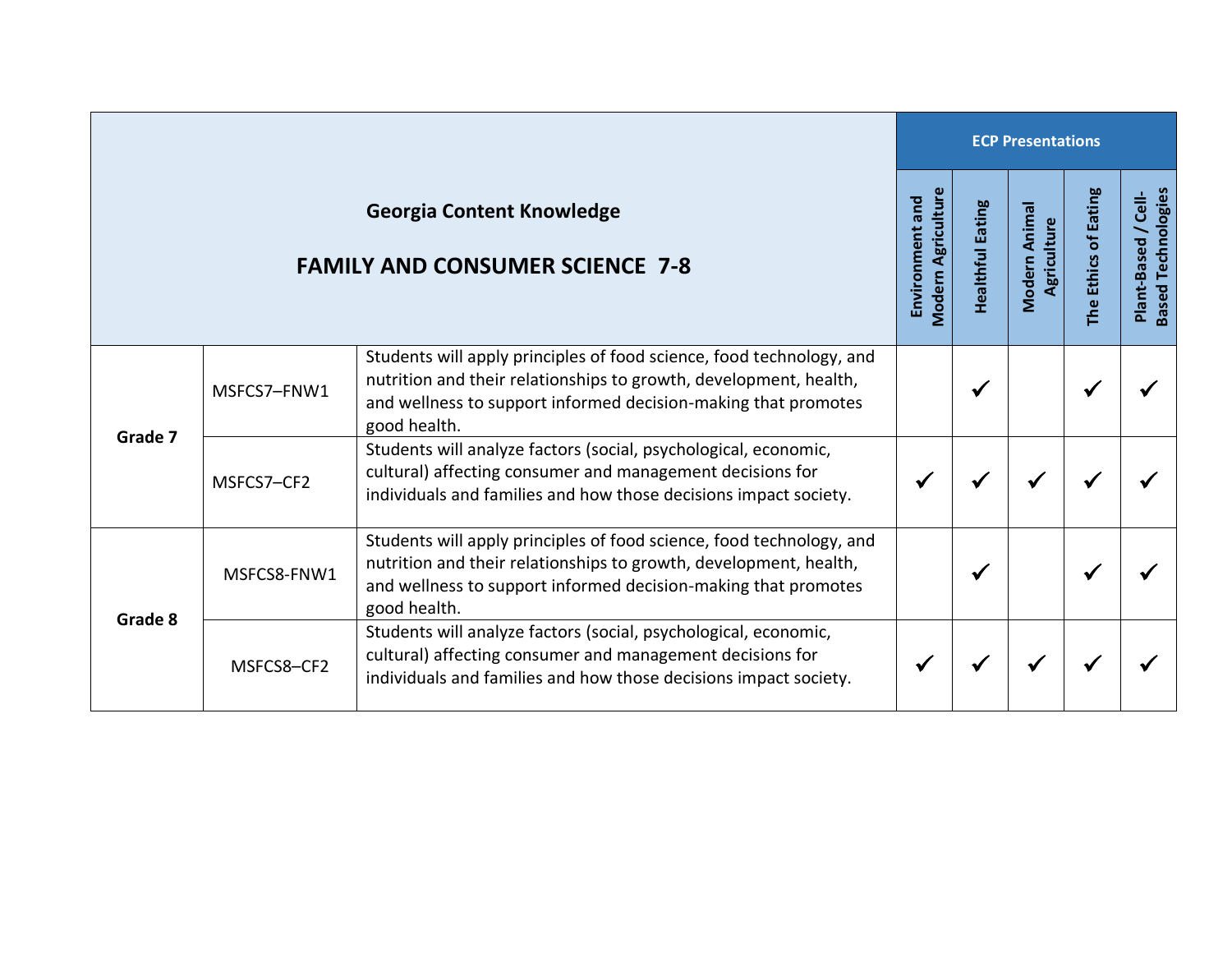| Georgia Content Knowledge<br><br>FAMILY AND CONSUMER SCIENCE 7-8 | | | ECP Presentations | | | | |
|---|---|---|---|---|---|---|---|
| | | | Environment and Modern Agriculture | Healthful Eating | Modern Animal Agriculture | The Ethics of Eating | Plant-Based / Cell-Based Technologies |
| Grade 7 | MSFCS7–FNW1 | Students will apply principles of food science, food technology, and nutrition and their relationships to growth, development, health, and wellness to support informed decision-making that promotes good health. | | ✓ | | ✓ | ✓ |
| | MSFCS7–CF2 | Students will analyze factors (social, psychological, economic, cultural) affecting consumer and management decisions for individuals and families and how those decisions impact society. | ✓ | ✓ | ✓ | ✓ | ✓ |
| Grade 8 | MSFCS8-FNW1 | Students will apply principles of food science, food technology, and nutrition and their relationships to growth, development, health, and wellness to support informed decision-making that promotes good health. | | ✓ | | ✓ | ✓ |
| | MSFCS8–CF2 | Students will analyze factors (social, psychological, economic, cultural) affecting consumer and management decisions for individuals and families and how those decisions impact society. | ✓ | ✓ | ✓ | ✓ | ✓ |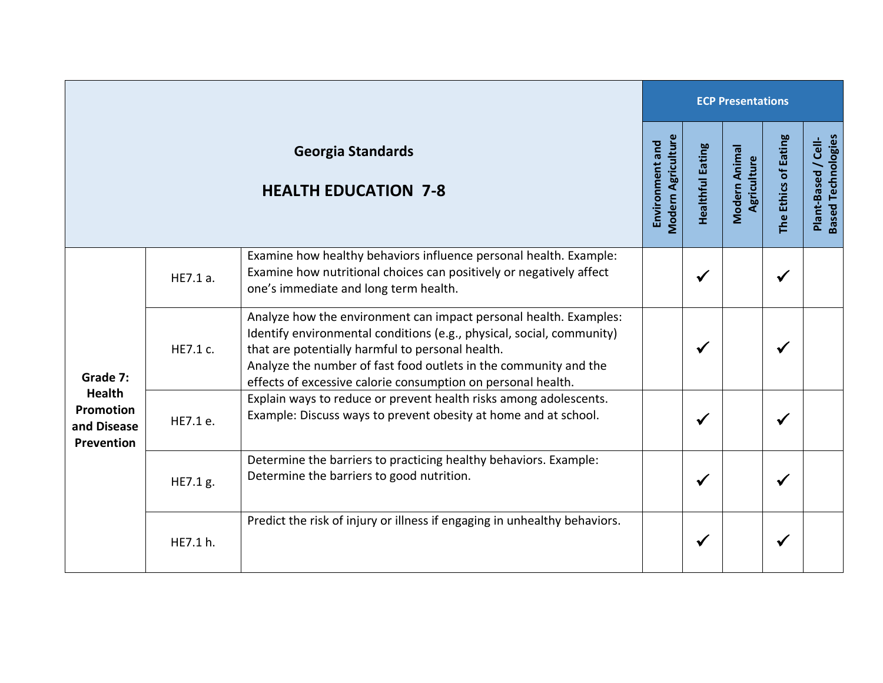| Georgia Standards<br><br>HEALTH EDUCATION 7-8 | | | ECP Presentations | | | | |
|---|---|---|---|---|---|---|---|
| | | | Environment and Modern Agriculture | Healthful Eating | Modern Animal Agriculture | The Ethics of Eating | Plant-Based / Cell-Based Technologies |
| **Grade 7: Health Promotion and Disease Prevention** | HE7.1 a. | Examine how healthy behaviors influence personal health. Example: Examine how nutritional choices can positively or negatively affect one's immediate and long term health. | | ✓ | | ✓ | |
| | HE7.1 c. | Analyze how the environment can impact personal health. Examples: Identify environmental conditions (e.g., physical, social, community) that are potentially harmful to personal health.<br>Analyze the number of fast food outlets in the community and the effects of excessive calorie consumption on personal health. | | ✓ | | ✓ | |
| | HE7.1 e. | Explain ways to reduce or prevent health risks among adolescents. Example: Discuss ways to prevent obesity at home and at school. | | ✓ | | ✓ | |
| | HE7.1 g. | Determine the barriers to practicing healthy behaviors. Example: Determine the barriers to good nutrition. | | ✓ | | ✓ | |
| | HE7.1 h. | Predict the risk of injury or illness if engaging in unhealthy behaviors. | | ✓ | | ✓ | |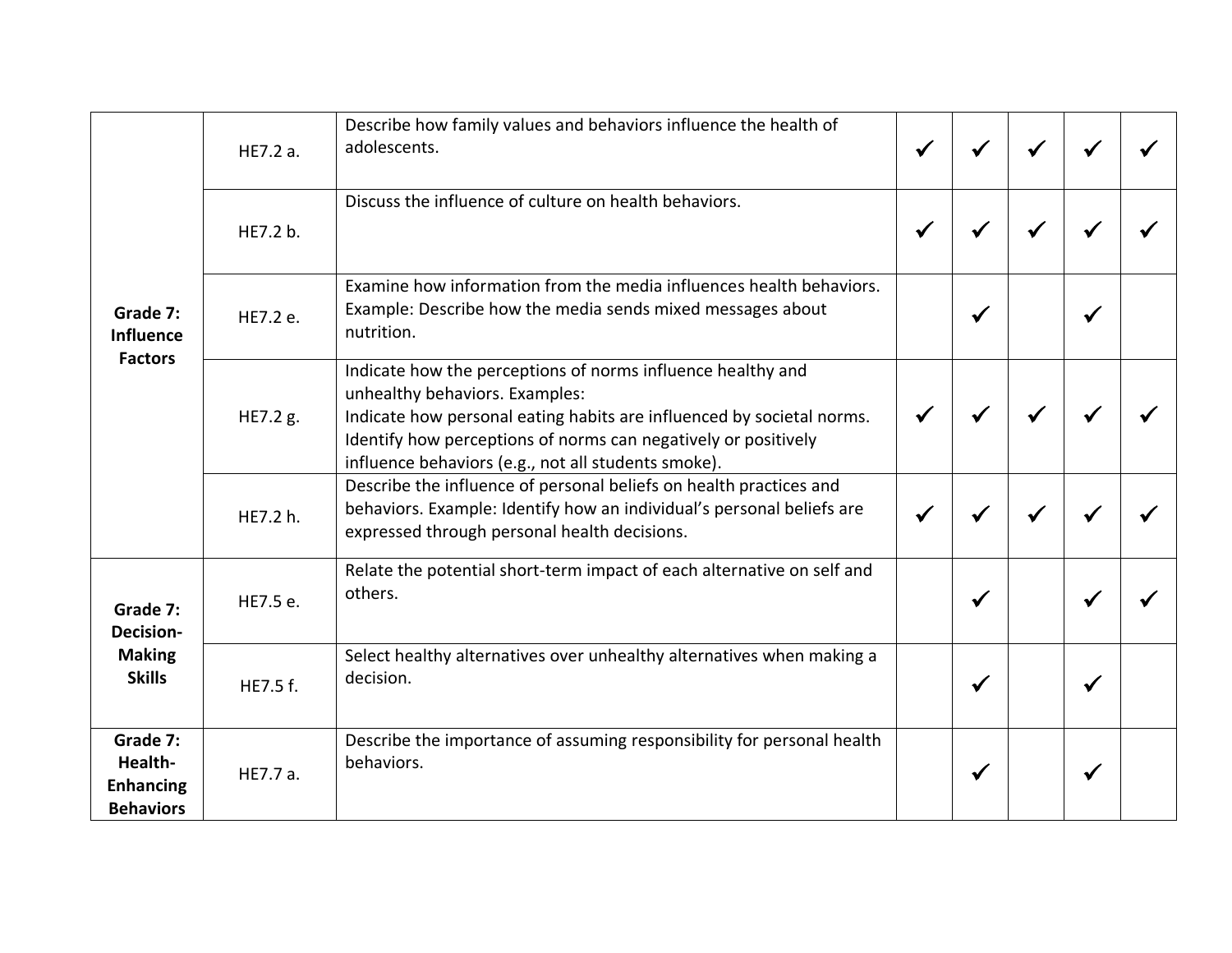| | | | | | | | |
|---|---|---|---|---|---|---|---|
| **Grade 7: Influence Factors** | HE7.2 a. | Describe how family values and behaviors influence the health of adolescents. | ✓ | ✓ | ✓ | ✓ | ✓ |
| | HE7.2 b. | Discuss the influence of culture on health behaviors. | ✓ | ✓ | ✓ | ✓ | ✓ |
| | HE7.2 e. | Examine how information from the media influences health behaviors. Example: Describe how the media sends mixed messages about nutrition. | | ✓ | | ✓ | |
| | HE7.2 g. | Indicate how the perceptions of norms influence healthy and unhealthy behaviors. Examples: Indicate how personal eating habits are influenced by societal norms. Identify how perceptions of norms can negatively or positively influence behaviors (e.g., not all students smoke). | ✓ | ✓ | ✓ | ✓ | ✓ |
| | HE7.2 h. | Describe the influence of personal beliefs on health practices and behaviors. Example: Identify how an individual's personal beliefs are expressed through personal health decisions. | ✓ | ✓ | ✓ | ✓ | ✓ |
| **Grade 7: Decision-Making Skills** | HE7.5 e. | Relate the potential short-term impact of each alternative on self and others. | | ✓ | | ✓ | ✓ |
| | HE7.5 f. | Select healthy alternatives over unhealthy alternatives when making a decision. | | ✓ | | ✓ | |
| **Grade 7: Health-Enhancing Behaviors** | HE7.7 a. | Describe the importance of assuming responsibility for personal health behaviors. | | ✓ | | ✓ | |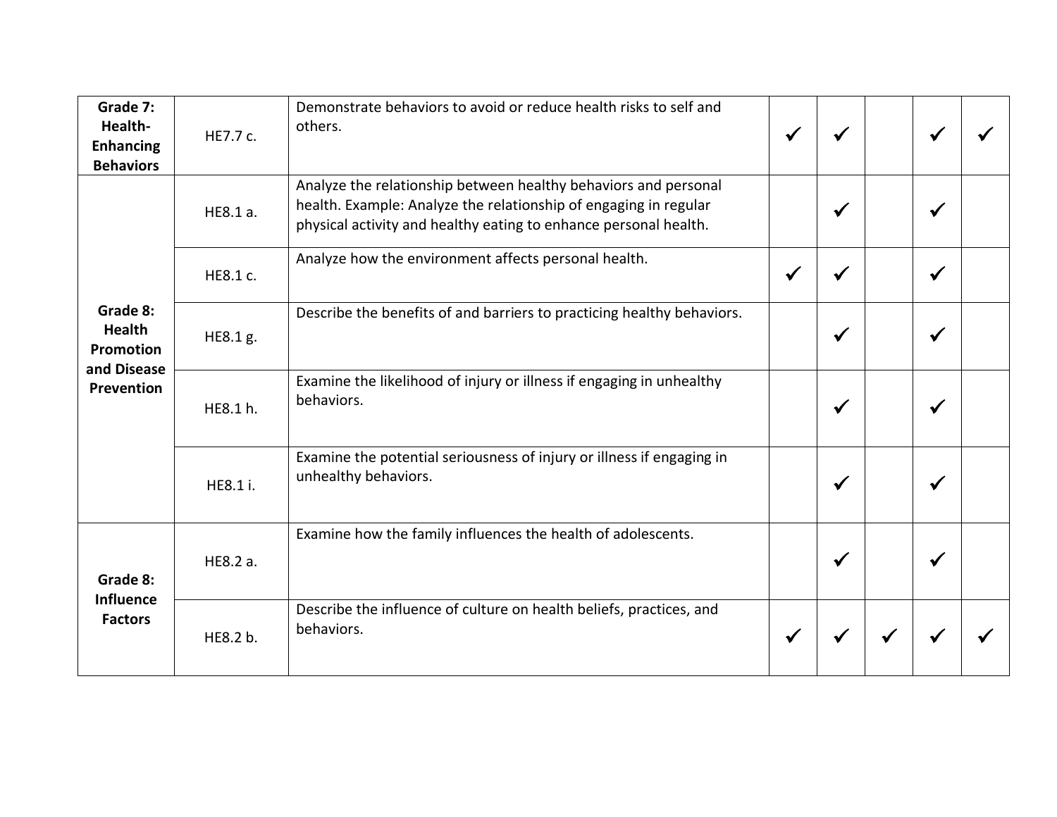| | | | | | | | |
|---|---|---|---|---|---|---|---|
| **Grade 7: Health-Enhancing Behaviors** | HE7.7 c. | Demonstrate behaviors to avoid or reduce health risks to self and others. | ✓ | ✓ | | ✓ | ✓ |
| **Grade 8: Health Promotion and Disease Prevention** | HE8.1 a. | Analyze the relationship between healthy behaviors and personal health. Example: Analyze the relationship of engaging in regular physical activity and healthy eating to enhance personal health. | | ✓ | | ✓ | |
| | HE8.1 c. | Analyze how the environment affects personal health. | ✓ | ✓ | | ✓ | |
| | HE8.1 g. | Describe the benefits of and barriers to practicing healthy behaviors. | | ✓ | | ✓ | |
| | HE8.1 h. | Examine the likelihood of injury or illness if engaging in unhealthy behaviors. | | ✓ | | ✓ | |
| | HE8.1 i. | Examine the potential seriousness of injury or illness if engaging in unhealthy behaviors. | | ✓ | | ✓ | |
| **Grade 8: Influence Factors** | HE8.2 a. | Examine how the family influences the health of adolescents. | | ✓ | | ✓ | |
| | HE8.2 b. | Describe the influence of culture on health beliefs, practices, and behaviors. | ✓ | ✓ | ✓ | ✓ | ✓ |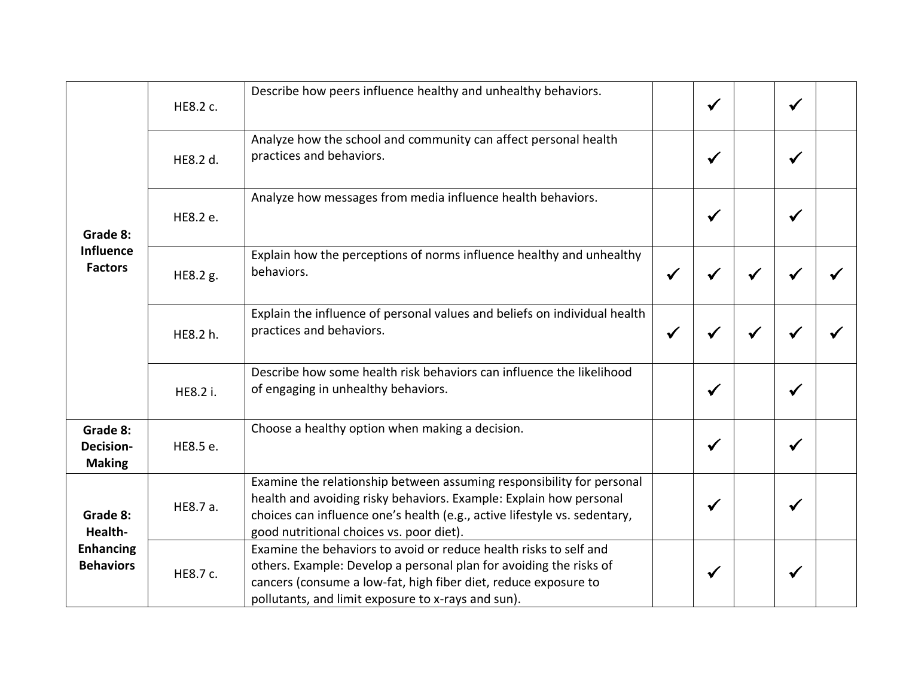| | | | | | | | |
|---|---|---|---|---|---|---|---|
| **Grade 8: Influence Factors** | HE8.2 c. | Describe how peers influence healthy and unhealthy behaviors. | | ✓ | | ✓ | |
| | HE8.2 d. | Analyze how the school and community can affect personal health practices and behaviors. | | ✓ | | ✓ | |
| | HE8.2 e. | Analyze how messages from media influence health behaviors. | | ✓ | | ✓ | |
| | HE8.2 g. | Explain how the perceptions of norms influence healthy and unhealthy behaviors. | ✓ | ✓ | ✓ | ✓ | ✓ |
| | HE8.2 h. | Explain the influence of personal values and beliefs on individual health practices and behaviors. | ✓ | ✓ | ✓ | ✓ | ✓ |
| | HE8.2 i. | Describe how some health risk behaviors can influence the likelihood of engaging in unhealthy behaviors. | | ✓ | | ✓ | |
| **Grade 8: Decision-Making** | HE8.5 e. | Choose a healthy option when making a decision. | | ✓ | | ✓ | |
| **Grade 8: Health-Enhancing Behaviors** | HE8.7 a. | Examine the relationship between assuming responsibility for personal health and avoiding risky behaviors. Example: Explain how personal choices can influence one's health (e.g., active lifestyle vs. sedentary, good nutritional choices vs. poor diet). | | ✓ | | ✓ | |
| | HE8.7 c. | Examine the behaviors to avoid or reduce health risks to self and others. Example: Develop a personal plan for avoiding the risks of cancers (consume a low-fat, high fiber diet, reduce exposure to pollutants, and limit exposure to x-rays and sun). | | ✓ | | ✓ | |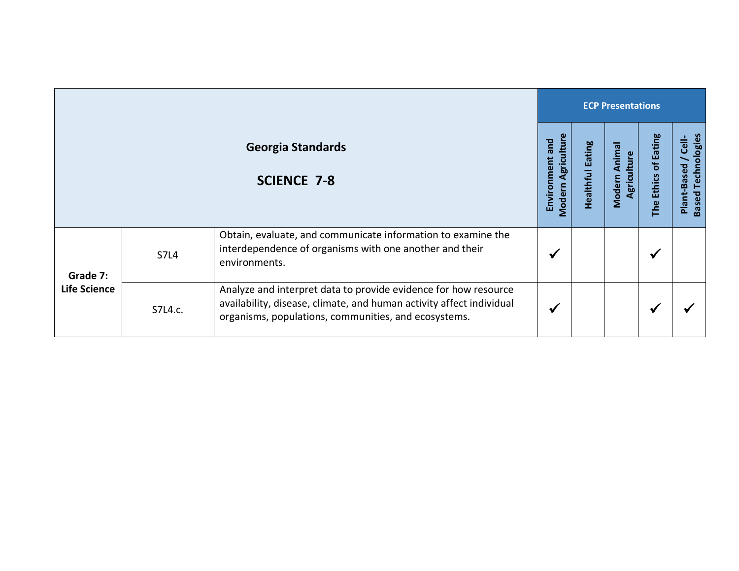| Georgia Standards SCIENCE 7-8 | | | Environment and Modern Agriculture | Healthful Eating | Modern Animal Agriculture | The Ethics of Eating | Plant-Based / Cell-Based Technologies |
|---|---|---|---|---|---|---|---|
| | | | **ECP Presentations** | | | | |
| **Grade 7: Life Science** | S7L4 | Obtain, evaluate, and communicate information to examine the interdependence of organisms with one another and their environments. | ✓ | | | ✓ | |
| | S7L4.c. | Analyze and interpret data to provide evidence for how resource availability, disease, climate, and human activity affect individual organisms, populations, communities, and ecosystems. | ✓ | | | ✓ | ✓ |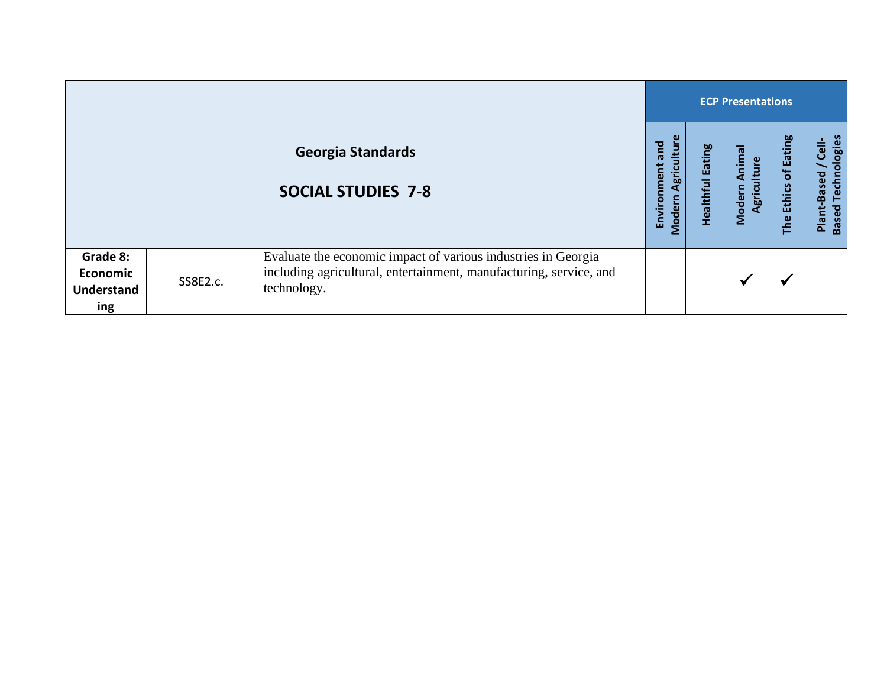| Georgia Standards<br><br>SOCIAL STUDIES 7-8 | | | ECP Presentations | | | | |
|---|---|---|---|---|---|---|---|
| | | | Environment and Modern Agriculture | Healthful Eating | Modern Animal Agriculture | The Ethics of Eating | Plant-Based / Cell-Based Technologies |
| **Grade 8: Economic Understanding** | SS8E2.c. | Evaluate the economic impact of various industries in Georgia including agricultural, entertainment, manufacturing, service, and technology. | | | ✓ | ✓ | |